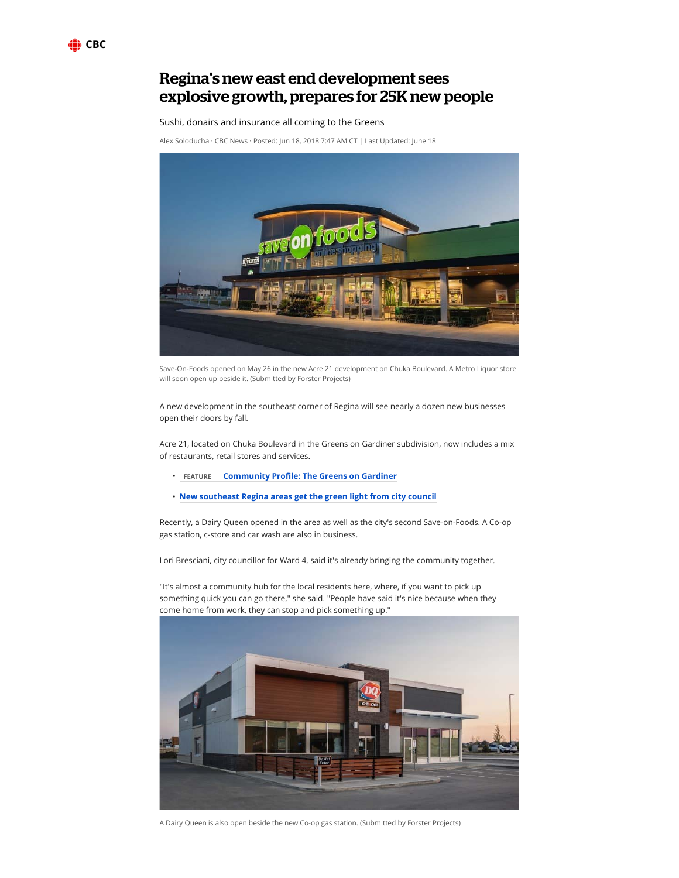# Regina's new east end development sees explosive growth, prepares for 25K new people

Sushi, donairs and insurance all coming to the Greens

Alex Soloducha · CBC News · Posted: Jun 18, 2018 7:47 AM CT | Last Updated: June 18

Save-On-Foods opened on May 26 in the new Acre 21 development on Chuka Boulevard. A Metro Liquor store will soon open up beside it. (Submitted by Forster Projects)

A new development in the southeast corner of Regina will see nearly a dozen new businesses open their doors by fall.

Acre 21, located on Chuka Boulevard in the Greens on Gardiner subdivision, now includes a mix of restaurants, retail stores and services.

- FEATURE **Community Profile: The Greens on Gardiner**
- **New southeast Regina areas get the green light from city council**

Recently, a Dairy Queen opened in the area as well as the city's second Save-on-Foods. A Co-op gas station, c-store and car wash are also in business.

Lori Bresciani, city councillor for Ward 4, said it's already bringing the community together.

"It's almost a community hub for the local residents here, where, if you want to pick up something quick you can go there," she said. "People have said it's nice because when they come home from work, they can stop and pick something up."

A Dairy Queen is also open beside the new Co-op gas station. (Submitted by Forster Projects)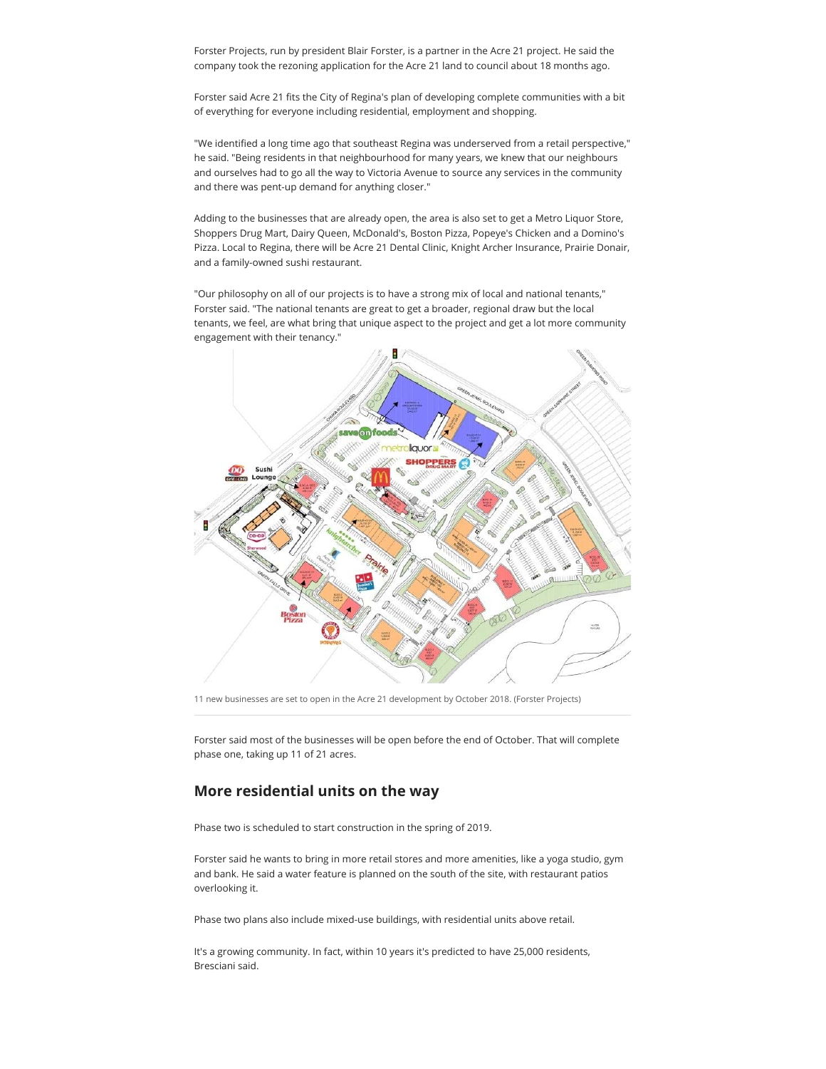Forster Projects, run by president Blair Forster, is a partner in the Acre 21 project. He said the company took the rezoning application for the Acre 21 land to council about 18 months ago.

Forster said Acre 21 fits the City of Regina's plan of developing complete communities with a bit of everything for everyone including residential, employment and shopping.

"We identified a long time ago that southeast Regina was underserved from a retail perspective," he said. "Being residents in that neighbourhood for many years, we knew that our neighbours and ourselves had to go all the way to Victoria Avenue to source any services in the community and there was pent-up demand for anything closer."

Adding to the businesses that are already open, the area is also set to get a Metro Liquor Store, Shoppers Drug Mart, Dairy Queen, McDonald's, Boston Pizza, Popeye's Chicken and a Domino's Pizza. Local to Regina, there will be Acre 21 Dental Clinic, Knight Archer Insurance, Prairie Donair, and a family-owned sushi restaurant.

"Our philosophy on all of our projects is to have a strong mix of local and national tenants," Forster said. "The national tenants are great to get a broader, regional draw but the local tenants, we feel, are what bring that unique aspect to the project and get a lot more community engagement with their tenancy."

11 new businesses are set to open in the Acre 21 development by October 2018. (Forster Projects)

Forster said most of the businesses will be open before the end of October. That will complete phase one, taking up 11 of 21 acres.

## More residential units on the way

Phase two is scheduled to start construction in the spring of 2019.

Forster said he wants to bring in more retail stores and more amenities, like a yoga studio, gym and bank. He said a water feature is planned on the south of the site, with restaurant patios overlooking it.

Phase two plans also include mixed-use buildings, with residential units above retail.

It's a growing community. In fact, within 10 years it's predicted to have 25,000 residents, Bresciani said.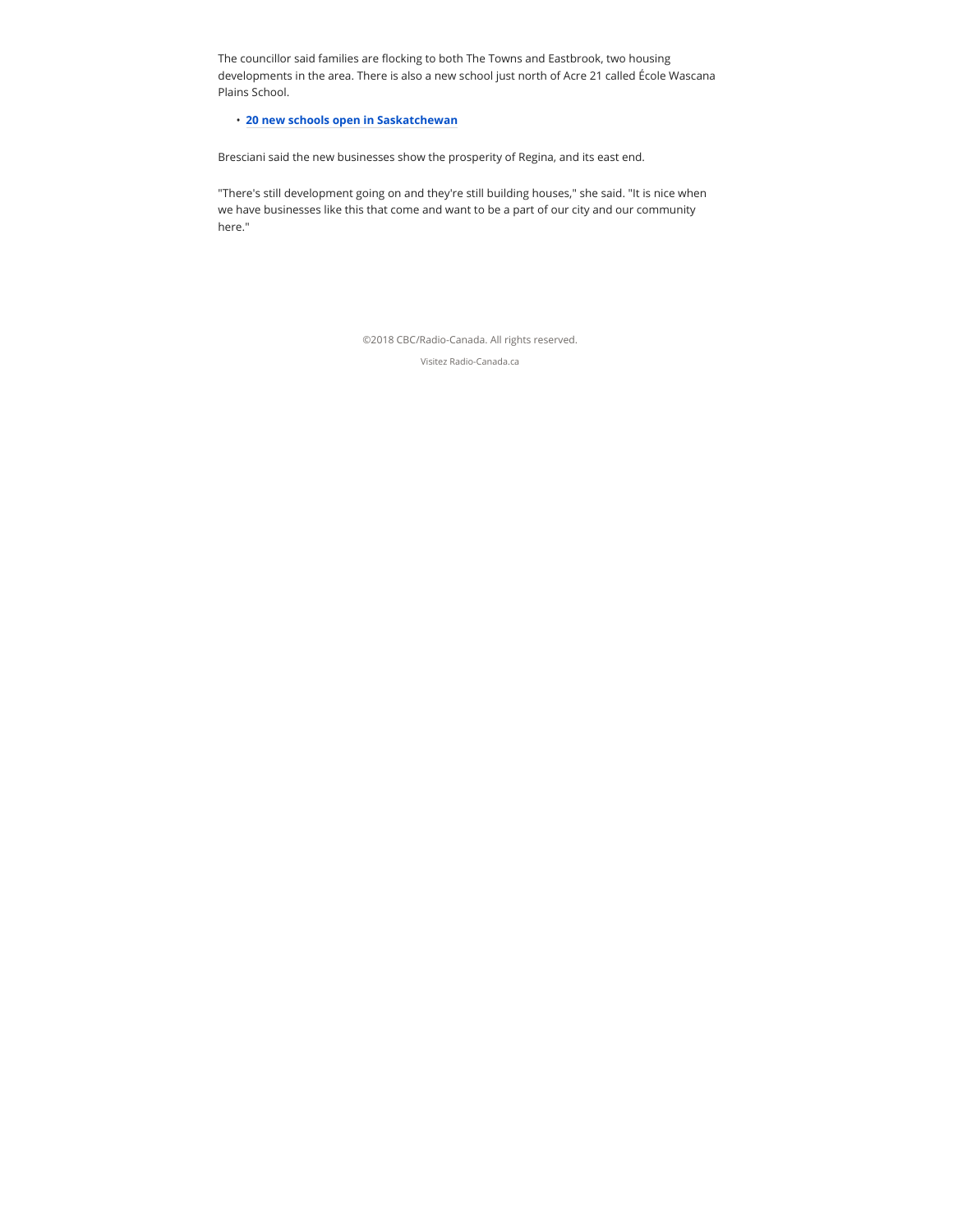The councillor said families are flocking to both The Towns and Eastbrook, two housing developments in the area. There is also a new school just north of Acre 21 called École Wascana Plains School.

- **20 new schools open in Saskatchewan**

Bresciani said the new businesses show the prosperity of Regina, and its east end.

"There's still development going on and they're still building houses," she said. "It is nice when we have businesses like this that come and want to be a part of our city and our community here."

©2018 CBC/Radio-Canada. All rights reserved.

Visitez Radio-Canada.ca